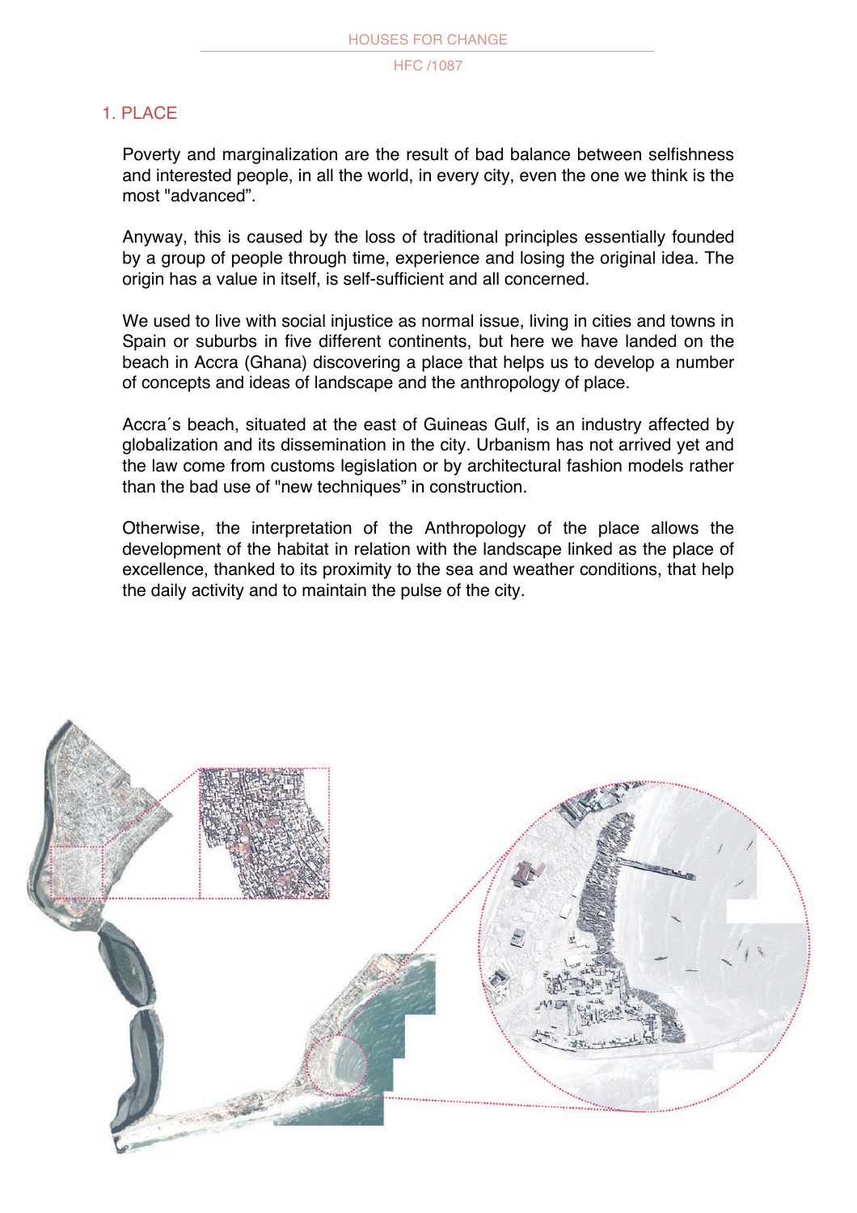## 1. PLACE

Poverty and marginalization are the result of bad balance between selfishness and interested people, in all the world, in every city, even the one we think is the most "advanced".

Anyway, this is caused by the loss of traditional principles essentially founded by a group of people through time, experience and losing the original idea. The origin has a value in itself, is self-sufficient and all concerned.

We used to live with social injustice as normal issue, living in cities and towns in Spain or suburbs in five different continents, but here we have landed on the beach in Accra (Ghana) discovering a place that helps us to develop a number of concepts and ideas of landscape and the anthropology of place.

Accra´s beach, situated at the east of Guineas Gulf, is an industry affected by globalization and its dissemination in the city. Urbanism has not arrived yet and the law come from customs legislation or by architectural fashion models rather than the bad use of "new techniques" in construction.

Otherwise, the interpretation of the Anthropology of the place allows the development of the habitat in relation with the landscape linked as the place of excellence, thanked to its proximity to the sea and weather conditions, that help the daily activity and to maintain the pulse of the city.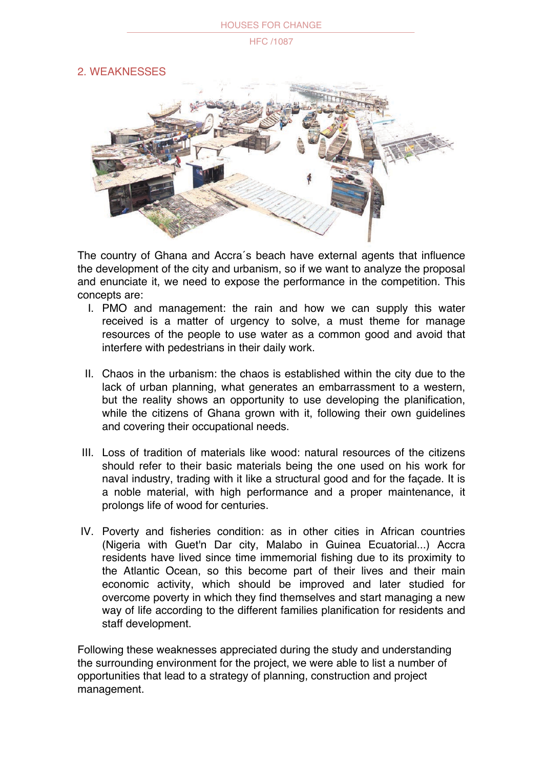## 2. WEAKNESSES

The country of Ghana and Accra´s beach have external agents that influence the development of the city and urbanism, so if we want to analyze the proposal and enunciate it, we need to expose the performance in the competition. This concepts are:

I. PMO and management: the rain and how we can supply this water received is a matter of urgency to solve, a must theme for manage resources of the people to use water as a common good and avoid that interfere with pedestrians in their daily work.

II. Chaos in the urbanism: the chaos is established within the city due to the lack of urban planning, what generates an embarrassment to a western, but the reality shows an opportunity to use developing the planification, while the citizens of Ghana grown with it, following their own guidelines and covering their occupational needs.

III. Loss of tradition of materials like wood: natural resources of the citizens should refer to their basic materials being the one used on his work for naval industry, trading with it like a structural good and for the façade. It is a noble material, with high performance and a proper maintenance, it prolongs life of wood for centuries.

IV. Poverty and fisheries condition: as in other cities in African countries (Nigeria with Guet'n Dar city, Malabo in Guinea Ecuatorial...) Accra residents have lived since time immemorial fishing due to its proximity to the Atlantic Ocean, so this become part of their lives and their main economic activity, which should be improved and later studied for overcome poverty in which they find themselves and start managing a new way of life according to the different families planification for residents and staff development.

Following these weaknesses appreciated during the study and understanding the surrounding environment for the project, we were able to list a number of opportunities that lead to a strategy of planning, construction and project management.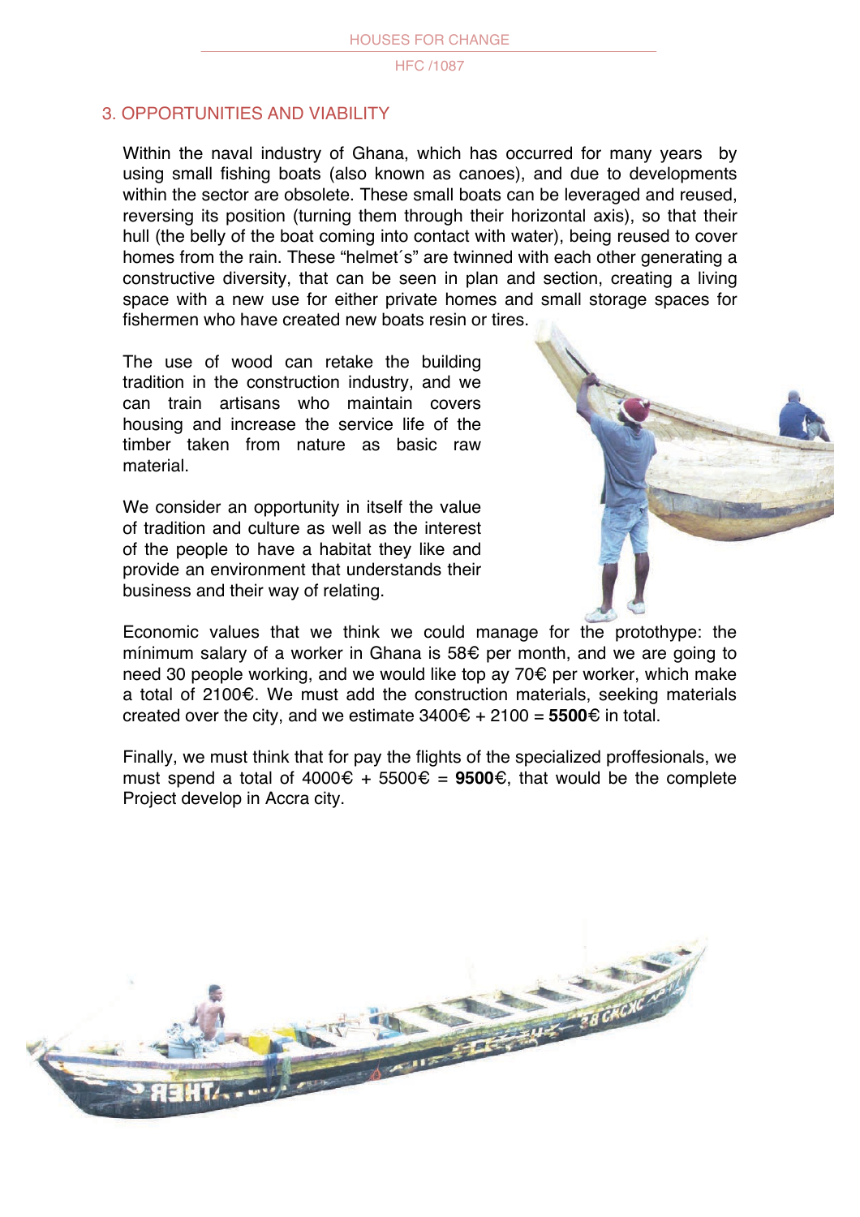## 3. OPPORTUNITIES AND VIABILITY

Within the naval industry of Ghana, which has occurred for many years by using small fishing boats (also known as canoes), and due to developments within the sector are obsolete. These small boats can be leveraged and reused, reversing its position (turning them through their horizontal axis), so that their hull (the belly of the boat coming into contact with water), being reused to cover homes from the rain. These "helmet´s" are twinned with each other generating a constructive diversity, that can be seen in plan and section, creating a living space with a new use for either private homes and small storage spaces for fishermen who have created new boats resin or tires.

The use of wood can retake the building tradition in the construction industry, and we can train artisans who maintain covers housing and increase the service life of the timber taken from nature as basic raw material.

We consider an opportunity in itself the value of tradition and culture as well as the interest of the people to have a habitat they like and provide an environment that understands their business and their way of relating.

Economic values that we think we could manage for the protothype: the mínimum salary of a worker in Ghana is 58€ per month, and we are going to need 30 people working, and we would like top ay 70€ per worker, which make a total of 2100€. We must add the construction materials, seeking materials created over the city, and we estimate 3400€ + 2100 = **5500**€ in total.

Finally, we must think that for pay the flights of the specialized proffesionals, we must spend a total of 4000€ + 5500€ = **9500**€, that would be the complete Project develop in Accra city.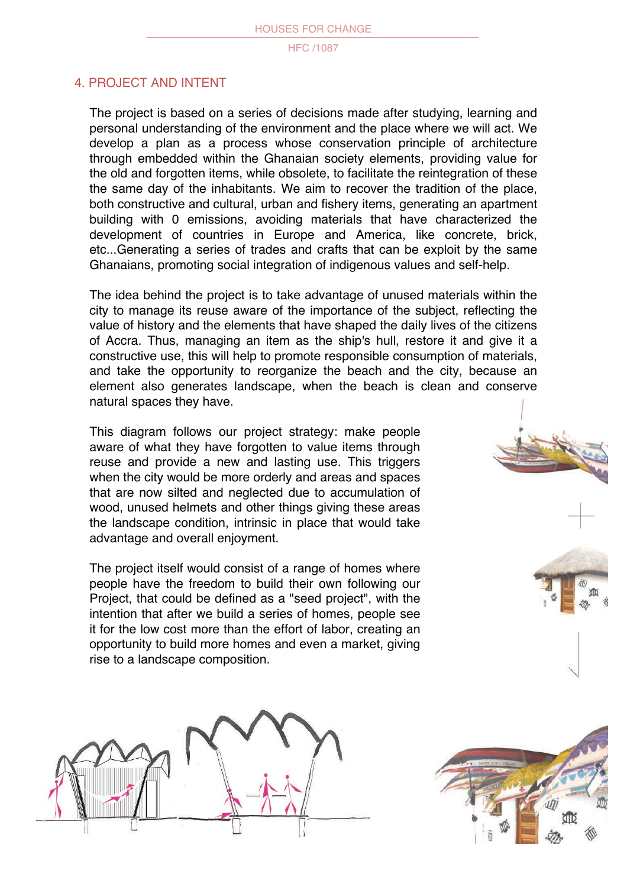## 4. PROJECT AND INTENT

The project is based on a series of decisions made after studying, learning and personal understanding of the environment and the place where we will act. We develop a plan as a process whose conservation principle of architecture through embedded within the Ghanaian society elements, providing value for the old and forgotten items, while obsolete, to facilitate the reintegration of these the same day of the inhabitants. We aim to recover the tradition of the place, both constructive and cultural, urban and fishery items, generating an apartment building with 0 emissions, avoiding materials that have characterized the development of countries in Europe and America, like concrete, brick, etc...Generating a series of trades and crafts that can be exploit by the same Ghanaians, promoting social integration of indigenous values and self-help.

The idea behind the project is to take advantage of unused materials within the city to manage its reuse aware of the importance of the subject, reflecting the value of history and the elements that have shaped the daily lives of the citizens of Accra. Thus, managing an item as the ship's hull, restore it and give it a constructive use, this will help to promote responsible consumption of materials, and take the opportunity to reorganize the beach and the city, because an element also generates landscape, when the beach is clean and conserve natural spaces they have.

This diagram follows our project strategy: make people aware of what they have forgotten to value items through reuse and provide a new and lasting use. This triggers when the city would be more orderly and areas and spaces that are now silted and neglected due to accumulation of wood, unused helmets and other things giving these areas the landscape condition, intrinsic in place that would take advantage and overall enjoyment.

The project itself would consist of a range of homes where people have the freedom to build their own following our Project, that could be defined as a "seed project", with the intention that after we build a series of homes, people see it for the low cost more than the effort of labor, creating an opportunity to build more homes and even a market, giving rise to a landscape composition.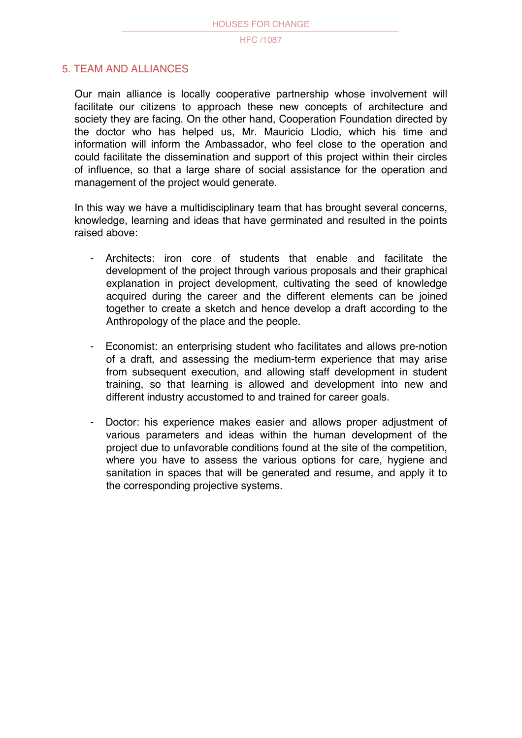## 5. TEAM AND ALLIANCES

Our main alliance is locally cooperative partnership whose involvement will facilitate our citizens to approach these new concepts of architecture and society they are facing. On the other hand, Cooperation Foundation directed by the doctor who has helped us, Mr. Mauricio Llodio, which his time and information will inform the Ambassador, who feel close to the operation and could facilitate the dissemination and support of this project within their circles of influence, so that a large share of social assistance for the operation and management of the project would generate.

In this way we have a multidisciplinary team that has brought several concerns, knowledge, learning and ideas that have germinated and resulted in the points raised above:

- Architects: iron core of students that enable and facilitate the development of the project through various proposals and their graphical explanation in project development, cultivating the seed of knowledge acquired during the career and the different elements can be joined together to create a sketch and hence develop a draft according to the Anthropology of the place and the people.

- Economist: an enterprising student who facilitates and allows pre-notion of a draft, and assessing the medium-term experience that may arise from subsequent execution, and allowing staff development in student training, so that learning is allowed and development into new and different industry accustomed to and trained for career goals.

- Doctor: his experience makes easier and allows proper adjustment of various parameters and ideas within the human development of the project due to unfavorable conditions found at the site of the competition, where you have to assess the various options for care, hygiene and sanitation in spaces that will be generated and resume, and apply it to the corresponding projective systems.